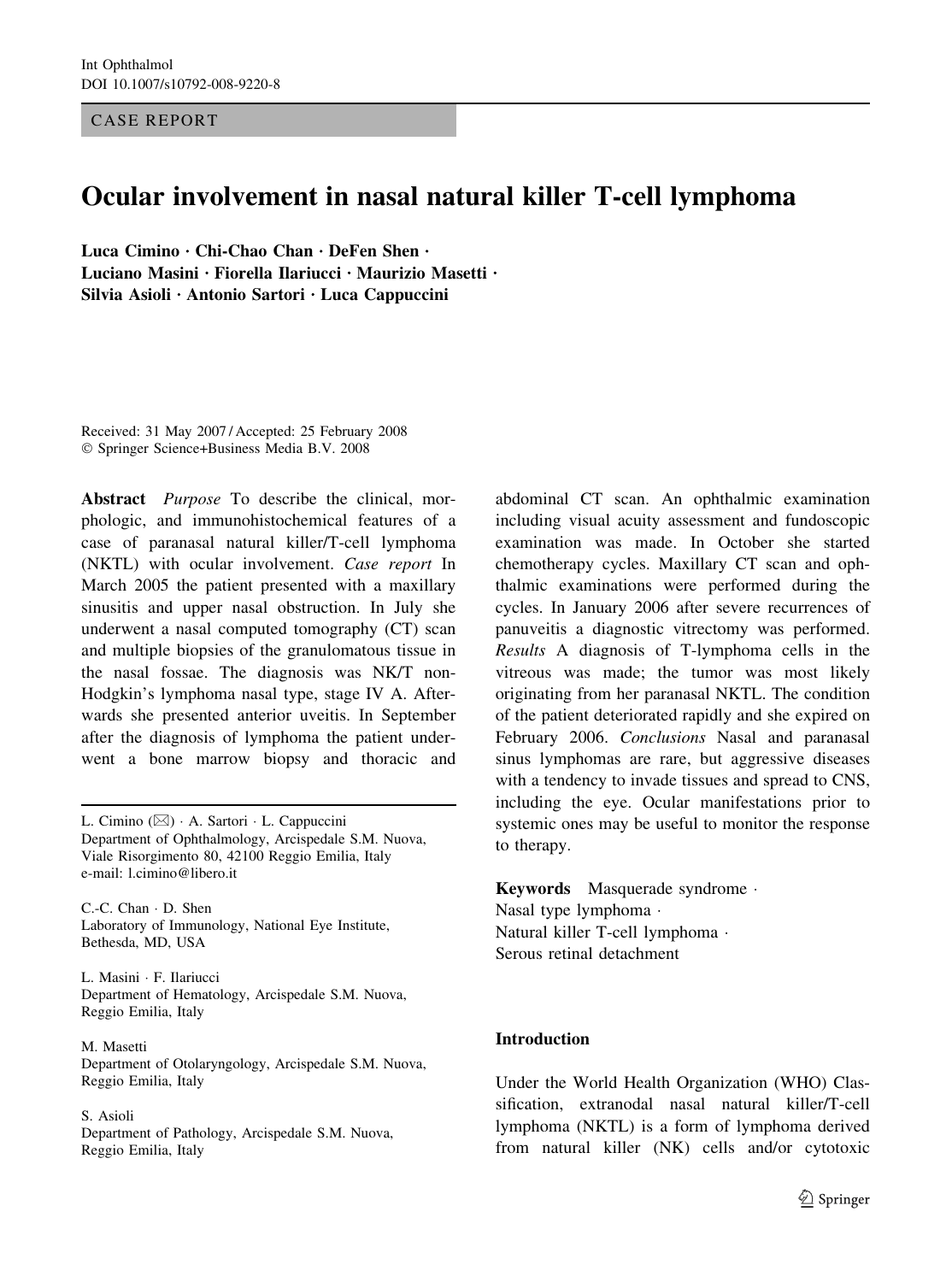CASE REPORT

# Ocular involvement in nasal natural killer T-cell lymphoma

Luca Cimino · Chi-Chao Chan · DeFen Shen · Luciano Masini · Fiorella Ilariucci · Maurizio Masetti · Silvia Asioli · Antonio Sartori · Luca Cappuccini

Received: 31 May 2007 / Accepted: 25 February 2008
© Springer Science+Business Media B.V. 2008

**Abstract** *Purpose* To describe the clinical, morphologic, and immunohistochemical features of a case of paranasal natural killer/T-cell lymphoma (NKTL) with ocular involvement. *Case report* In March 2005 the patient presented with a maxillary sinusitis and upper nasal obstruction. In July she underwent a nasal computed tomography (CT) scan and multiple biopsies of the granulomatous tissue in the nasal fossae. The diagnosis was NK/T non-Hodgkin's lymphoma nasal type, stage IV A. Afterwards she presented anterior uveitis. In September after the diagnosis of lymphoma the patient underwent a bone marrow biopsy and thoracic and abdominal CT scan. An ophthalmic examination including visual acuity assessment and fundoscopic examination was made. In October she started chemotherapy cycles. Maxillary CT scan and ophthalmic examinations were performed during the cycles. In January 2006 after severe recurrences of panuveitis a diagnostic vitrectomy was performed. *Results* A diagnosis of T-lymphoma cells in the vitreous was made; the tumor was most likely originating from her paranasal NKTL. The condition of the patient deteriorated rapidly and she expired on February 2006. *Conclusions* Nasal and paranasal sinus lymphomas are rare, but aggressive diseases with a tendency to invade tissues and spread to CNS, including the eye. Ocular manifestations prior to systemic ones may be useful to monitor the response to therapy.

**Keywords** Masquerade syndrome · Nasal type lymphoma · Natural killer T-cell lymphoma · Serous retinal detachment

L. Cimino (✉) · A. Sartori · L. Cappuccini
Department of Ophthalmology, Arcispedale S.M. Nuova, Viale Risorgimento 80, 42100 Reggio Emilia, Italy
e-mail: l.cimino@libero.it

C.-C. Chan · D. Shen
Laboratory of Immunology, National Eye Institute, Bethesda, MD, USA

L. Masini · F. Ilariucci
Department of Hematology, Arcispedale S.M. Nuova, Reggio Emilia, Italy

M. Masetti
Department of Otolaryngology, Arcispedale S.M. Nuova, Reggio Emilia, Italy

S. Asioli
Department of Pathology, Arcispedale S.M. Nuova, Reggio Emilia, Italy

## Introduction

Under the World Health Organization (WHO) Classification, extranodal nasal natural killer/T-cell lymphoma (NKTL) is a form of lymphoma derived from natural killer (NK) cells and/or cytotoxic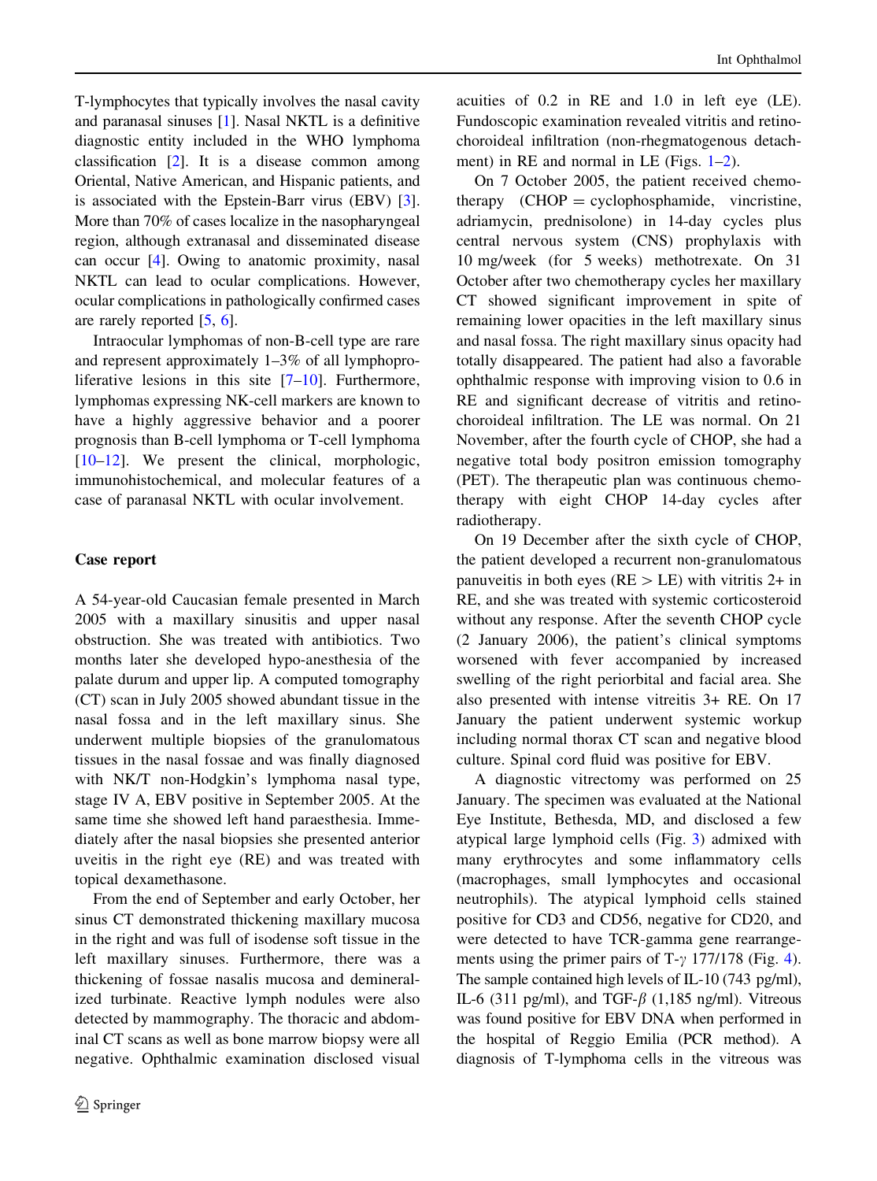T-lymphocytes that typically involves the nasal cavity and paranasal sinuses [1]. Nasal NKTL is a definitive diagnostic entity included in the WHO lymphoma classification [2]. It is a disease common among Oriental, Native American, and Hispanic patients, and is associated with the Epstein-Barr virus (EBV) [3]. More than 70% of cases localize in the nasopharyngeal region, although extranasal and disseminated disease can occur [4]. Owing to anatomic proximity, nasal NKTL can lead to ocular complications. However, ocular complications in pathologically confirmed cases are rarely reported [5, 6].

Intraocular lymphomas of non-B-cell type are rare and represent approximately 1–3% of all lymphoproliferative lesions in this site [7–10]. Furthermore, lymphomas expressing NK-cell markers are known to have a highly aggressive behavior and a poorer prognosis than B-cell lymphoma or T-cell lymphoma [10–12]. We present the clinical, morphologic, immunohistochemical, and molecular features of a case of paranasal NKTL with ocular involvement.

## Case report

A 54-year-old Caucasian female presented in March 2005 with a maxillary sinusitis and upper nasal obstruction. She was treated with antibiotics. Two months later she developed hypo-anesthesia of the palate durum and upper lip. A computed tomography (CT) scan in July 2005 showed abundant tissue in the nasal fossa and in the left maxillary sinus. She underwent multiple biopsies of the granulomatous tissues in the nasal fossae and was finally diagnosed with NK/T non-Hodgkin's lymphoma nasal type, stage IV A, EBV positive in September 2005. At the same time she showed left hand paraesthesia. Immediately after the nasal biopsies she presented anterior uveitis in the right eye (RE) and was treated with topical dexamethasone.

From the end of September and early October, her sinus CT demonstrated thickening maxillary mucosa in the right and was full of isodense soft tissue in the left maxillary sinuses. Furthermore, there was a thickening of fossae nasalis mucosa and demineralized turbinate. Reactive lymph nodules were also detected by mammography. The thoracic and abdominal CT scans as well as bone marrow biopsy were all negative. Ophthalmic examination disclosed visual acuities of 0.2 in RE and 1.0 in left eye (LE). Fundoscopic examination revealed vitritis and retinochoroideal infiltration (non-rhegmatogenous detachment) in RE and normal in LE (Figs. 1–2).

On 7 October 2005, the patient received chemotherapy (CHOP = cyclophosphamide, vincristine, adriamycin, prednisolone) in 14-day cycles plus central nervous system (CNS) prophylaxis with 10 mg/week (for 5 weeks) methotrexate. On 31 October after two chemotherapy cycles her maxillary CT showed significant improvement in spite of remaining lower opacities in the left maxillary sinus and nasal fossa. The right maxillary sinus opacity had totally disappeared. The patient had also a favorable ophthalmic response with improving vision to 0.6 in RE and significant decrease of vitritis and retinochoroideal infiltration. The LE was normal. On 21 November, after the fourth cycle of CHOP, she had a negative total body positron emission tomography (PET). The therapeutic plan was continuous chemotherapy with eight CHOP 14-day cycles after radiotherapy.

On 19 December after the sixth cycle of CHOP, the patient developed a recurrent non-granulomatous panuveitis in both eyes (RE > LE) with vitritis 2+ in RE, and she was treated with systemic corticosteroid without any response. After the seventh CHOP cycle (2 January 2006), the patient's clinical symptoms worsened with fever accompanied by increased swelling of the right periorbital and facial area. She also presented with intense vitreitis 3+ RE. On 17 January the patient underwent systemic workup including normal thorax CT scan and negative blood culture. Spinal cord fluid was positive for EBV.

A diagnostic vitrectomy was performed on 25 January. The specimen was evaluated at the National Eye Institute, Bethesda, MD, and disclosed a few atypical large lymphoid cells (Fig. 3) admixed with many erythrocytes and some inflammatory cells (macrophages, small lymphocytes and occasional neutrophils). The atypical lymphoid cells stained positive for CD3 and CD56, negative for CD20, and were detected to have TCR-gamma gene rearrangements using the primer pairs of T-$\gamma$ 177/178 (Fig. 4). The sample contained high levels of IL-10 (743 pg/ml), IL-6 (311 pg/ml), and TGF-$\beta$ (1,185 ng/ml). Vitreous was found positive for EBV DNA when performed in the hospital of Reggio Emilia (PCR method). A diagnosis of T-lymphoma cells in the vitreous was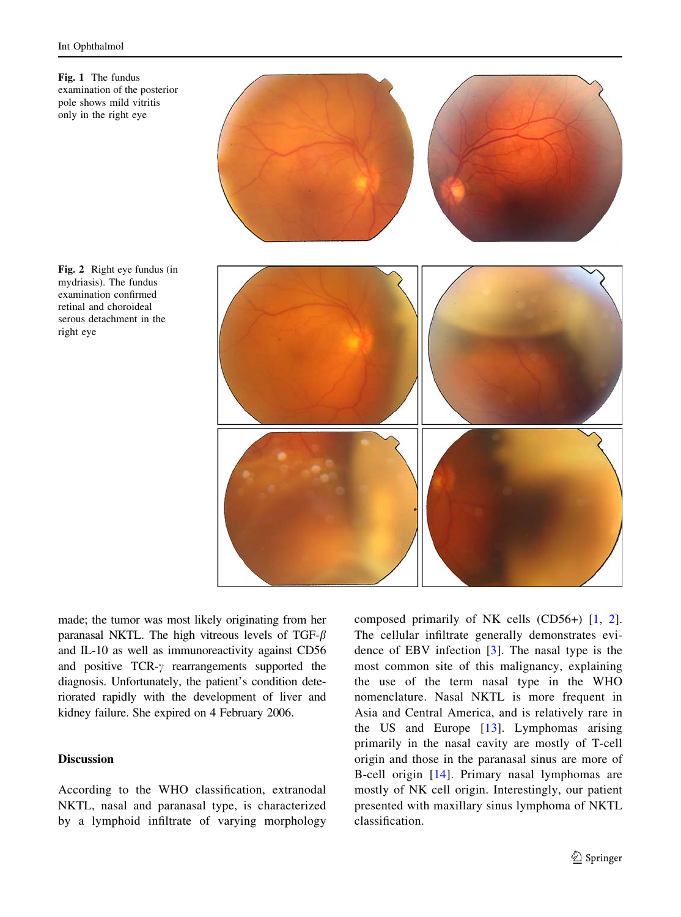Fig. 1 The fundus examination of the posterior pole shows mild vitritis only in the right eye

Fig. 2 Right eye fundus (in mydriasis). The fundus examination confirmed retinal and choroideal serous detachment in the right eye

made; the tumor was most likely originating from her paranasal NKTL. The high vitreous levels of TGF-$\beta$ and IL-10 as well as immunoreactivity against CD56 and positive TCR-$\gamma$ rearrangements supported the diagnosis. Unfortunately, the patient's condition deteriorated rapidly with the development of liver and kidney failure. She expired on 4 February 2006.

## Discussion

According to the WHO classification, extranodal NKTL, nasal and paranasal type, is characterized by a lymphoid infiltrate of varying morphology composed primarily of NK cells (CD56+) [1, 2]. The cellular infiltrate generally demonstrates evidence of EBV infection [3]. The nasal type is the most common site of this malignancy, explaining the use of the term nasal type in the WHO nomenclature. Nasal NKTL is more frequent in Asia and Central America, and is relatively rare in the US and Europe [13]. Lymphomas arising primarily in the nasal cavity are mostly of T-cell origin and those in the paranasal sinus are more of B-cell origin [14]. Primary nasal lymphomas are mostly of NK cell origin. Interestingly, our patient presented with maxillary sinus lymphoma of NKTL classification.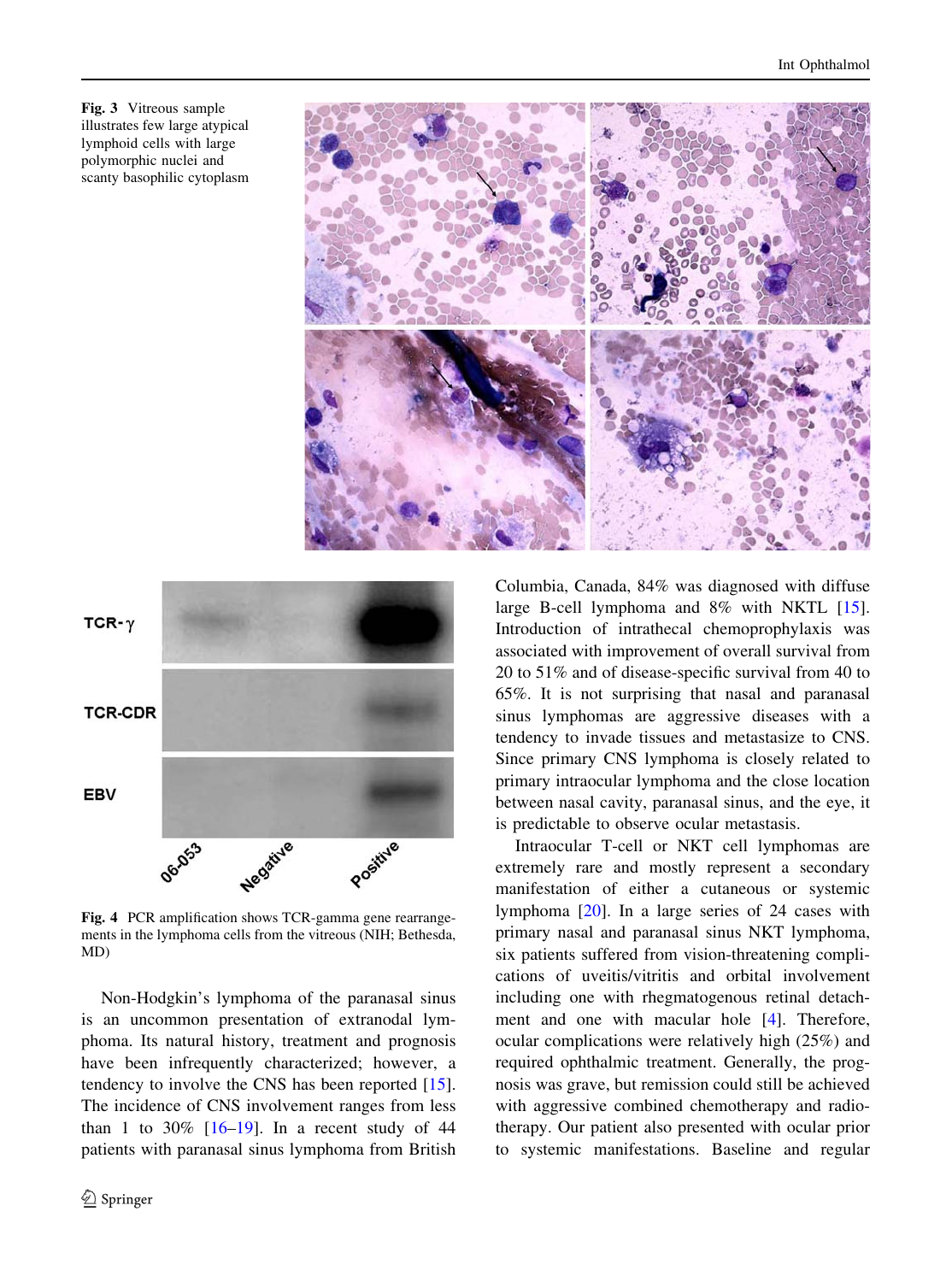Fig. 3 Vitreous sample illustrates few large atypical lymphoid cells with large polymorphic nuclei and scanty basophilic cytoplasm

Fig. 4 PCR amplification shows TCR-gamma gene rearrangements in the lymphoma cells from the vitreous (NIH; Bethesda, MD)

Non-Hodgkin's lymphoma of the paranasal sinus is an uncommon presentation of extranodal lymphoma. Its natural history, treatment and prognosis have been infrequently characterized; however, a tendency to involve the CNS has been reported [15]. The incidence of CNS involvement ranges from less than 1 to 30% [16–19]. In a recent study of 44 patients with paranasal sinus lymphoma from British Columbia, Canada, 84% was diagnosed with diffuse large B-cell lymphoma and 8% with NKTL [15]. Introduction of intrathecal chemoprophylaxis was associated with improvement of overall survival from 20 to 51% and of disease-specific survival from 40 to 65%. It is not surprising that nasal and paranasal sinus lymphomas are aggressive diseases with a tendency to invade tissues and metastasize to CNS. Since primary CNS lymphoma is closely related to primary intraocular lymphoma and the close location between nasal cavity, paranasal sinus, and the eye, it is predictable to observe ocular metastasis.

Intraocular T-cell or NKT cell lymphomas are extremely rare and mostly represent a secondary manifestation of either a cutaneous or systemic lymphoma [20]. In a large series of 24 cases with primary nasal and paranasal sinus NKT lymphoma, six patients suffered from vision-threatening complications of uveitis/vitritis and orbital involvement including one with rhegmatogenous retinal detachment and one with macular hole [4]. Therefore, ocular complications were relatively high (25%) and required ophthalmic treatment. Generally, the prognosis was grave, but remission could still be achieved with aggressive combined chemotherapy and radiotherapy. Our patient also presented with ocular prior to systemic manifestations. Baseline and regular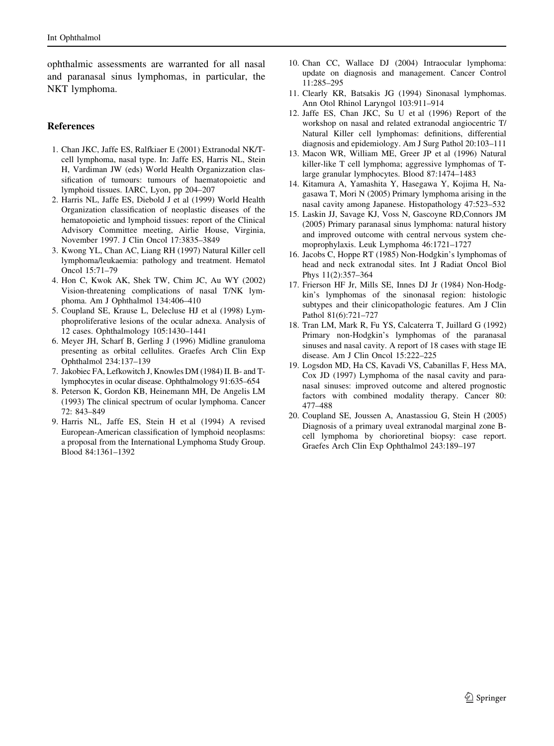ophthalmic assessments are warranted for all nasal and paranasal sinus lymphomas, in particular, the NKT lymphoma.

## References

1. Chan JKC, Jaffe ES, Ralfkiaer E (2001) Extranodal NK/T-cell lymphoma, nasal type. In: Jaffe ES, Harris NL, Stein H, Vardiman JW (eds) World Health Organizzation classification of tumours: tumours of haematopoietic and lymphoid tissues. IARC, Lyon, pp 204–207
2. Harris NL, Jaffe ES, Diebold J et al (1999) World Health Organization classification of neoplastic diseases of the hematopoietic and lymphoid tissues: report of the Clinical Advisory Committee meeting, Airlie House, Virginia, November 1997. J Clin Oncol 17:3835–3849
3. Kwong YL, Chan AC, Liang RH (1997) Natural Killer cell lymphoma/leukaemia: pathology and treatment. Hematol Oncol 15:71–79
4. Hon C, Kwok AK, Shek TW, Chim JC, Au WY (2002) Vision-threatening complications of nasal T/NK lymphoma. Am J Ophthalmol 134:406–410
5. Coupland SE, Krause L, Delecluse HJ et al (1998) Lymphoproliferative lesions of the ocular adnexa. Analysis of 12 cases. Ophthalmology 105:1430–1441
6. Meyer JH, Scharf B, Gerling J (1996) Midline granuloma presenting as orbital cellulites. Graefes Arch Clin Exp Ophthalmol 234:137–139
7. Jakobiec FA, Lefkowitch J, Knowles DM (1984) II. B- and T-lymphocytes in ocular disease. Ophthalmology 91:635–654
8. Peterson K, Gordon KB, Heinemann MH, De Angelis LM (1993) The clinical spectrum of ocular lymphoma. Cancer 72: 843–849
9. Harris NL, Jaffe ES, Stein H et al (1994) A revised European-American classification of lymphoid neoplasms: a proposal from the International Lymphoma Study Group. Blood 84:1361–1392
10. Chan CC, Wallace DJ (2004) Intraocular lymphoma: update on diagnosis and management. Cancer Control 11:285–295
11. Clearly KR, Batsakis JG (1994) Sinonasal lymphomas. Ann Otol Rhinol Laryngol 103:911–914
12. Jaffe ES, Chan JKC, Su U et al (1996) Report of the workshop on nasal and related extranodal angiocentric T/Natural Killer cell lymphomas: definitions, differential diagnosis and epidemiology. Am J Surg Pathol 20:103–111
13. Macon WR, William ME, Greer JP et al (1996) Natural killer-like T cell lymphoma; aggressive lymphomas of T-large granular lymphocytes. Blood 87:1474–1483
14. Kitamura A, Yamashita Y, Hasegawa Y, Kojima H, Nagasawa T, Mori N (2005) Primary lymphoma arising in the nasal cavity among Japanese. Histopathology 47:523–532
15. Laskin JJ, Savage KJ, Voss N, Gascoyne RD,Connors JM (2005) Primary paranasal sinus lymphoma: natural history and improved outcome with central nervous system chemoprophylaxis. Leuk Lymphoma 46:1721–1727
16. Jacobs C, Hoppe RT (1985) Non-Hodgkin's lymphomas of head and neck extranodal sites. Int J Radiat Oncol Biol Phys 11(2):357–364
17. Frierson HF Jr, Mills SE, Innes DJ Jr (1984) Non-Hodgkin's lymphomas of the sinonasal region: histologic subtypes and their clinicopathologic features. Am J Clin Pathol 81(6):721–727
18. Tran LM, Mark R, Fu YS, Calcaterra T, Juillard G (1992) Primary non-Hodgkin's lymphomas of the paranasal sinuses and nasal cavity. A report of 18 cases with stage IE disease. Am J Clin Oncol 15:222–225
19. Logsdon MD, Ha CS, Kavadi VS, Cabanillas F, Hess MA, Cox JD (1997) Lymphoma of the nasal cavity and paranasal sinuses: improved outcome and altered prognostic factors with combined modality therapy. Cancer 80: 477–488
20. Coupland SE, Joussen A, Anastassiou G, Stein H (2005) Diagnosis of a primary uveal extranodal marginal zone B-cell lymphoma by chorioretinal biopsy: case report. Graefes Arch Clin Exp Ophthalmol 243:189–197